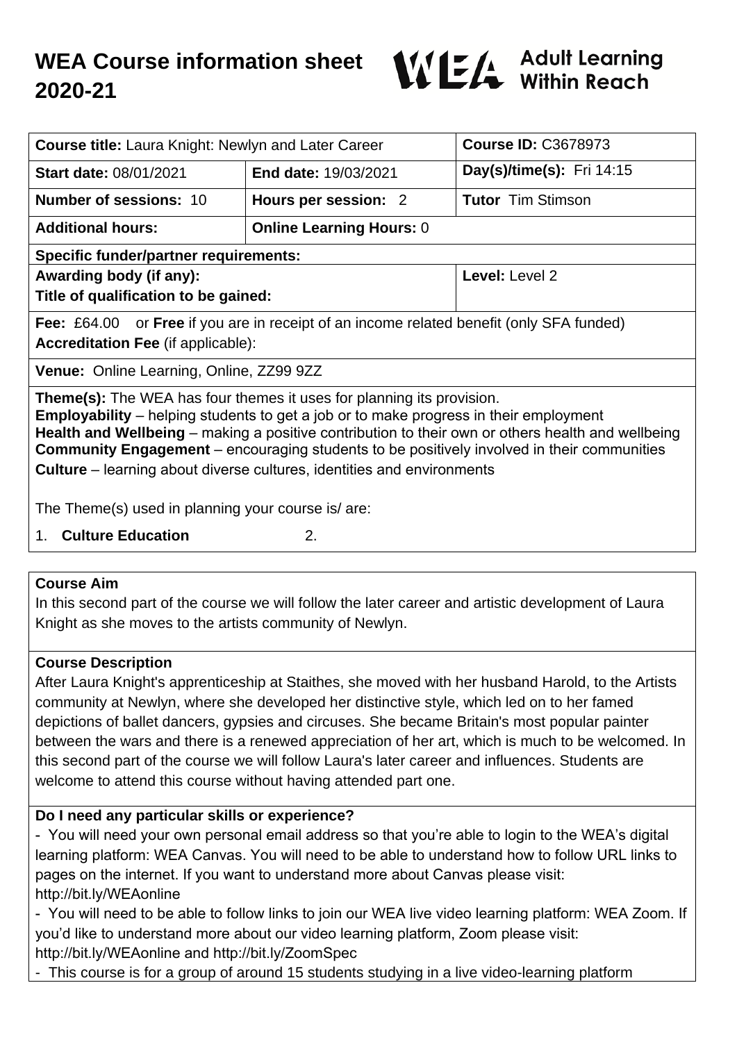# WEA Course information sheet 2020-21

WEA Adult Learning Within Reach

| **Course title:** Laura Knight: Newlyn and Later Career | | **Course ID:** C3678973 |
|---|---|---|
| **Start date:** 08/01/2021 | **End date:** 19/03/2021 | **Day(s)/time(s):** Fri 14:15 |
| **Number of sessions:** 10 | **Hours per session:** 2 | **Tutor** Tim Stimson |
| **Additional hours:** | **Online Learning Hours:** 0 | |
| **Specific funder/partner requirements:** | | |
| **Awarding body (if any):** **Title of qualification to be gained:** | | **Level:** Level 2 |
| **Fee:** £64.00 or **Free** if you are in receipt of an income related benefit (only SFA funded) **Accreditation Fee** (if applicable): | | |
| **Venue:** Online Learning, Online, ZZ99 9ZZ | | |

**Theme(s):** The WEA has four themes it uses for planning its provision.
**Employability** – helping students to get a job or to make progress in their employment
**Health and Wellbeing** – making a positive contribution to their own or others health and wellbeing
**Community Engagement** – encouraging students to be positively involved in their communities
**Culture** – learning about diverse cultures, identities and environments

The Theme(s) used in planning your course is/ are:

1. **Culture Education** 2.

## Course Aim

In this second part of the course we will follow the later career and artistic development of Laura Knight as she moves to the artists community of Newlyn.

## Course Description

After Laura Knight's apprenticeship at Staithes, she moved with her husband Harold, to the Artists community at Newlyn, where she developed her distinctive style, which led on to her famed depictions of ballet dancers, gypsies and circuses. She became Britain's most popular painter between the wars and there is a renewed appreciation of her art, which is much to be welcomed. In this second part of the course we will follow Laura's later career and influences. Students are welcome to attend this course without having attended part one.

## Do I need any particular skills or experience?

- You will need your own personal email address so that you're able to login to the WEA's digital learning platform: WEA Canvas. You will need to be able to understand how to follow URL links to pages on the internet. If you want to understand more about Canvas please visit: http://bit.ly/WEAonline
- You will need to be able to follow links to join our WEA live video learning platform: WEA Zoom. If you'd like to understand more about our video learning platform, Zoom please visit: http://bit.ly/WEAonline and http://bit.ly/ZoomSpec
- This course is for a group of around 15 students studying in a live video-learning platform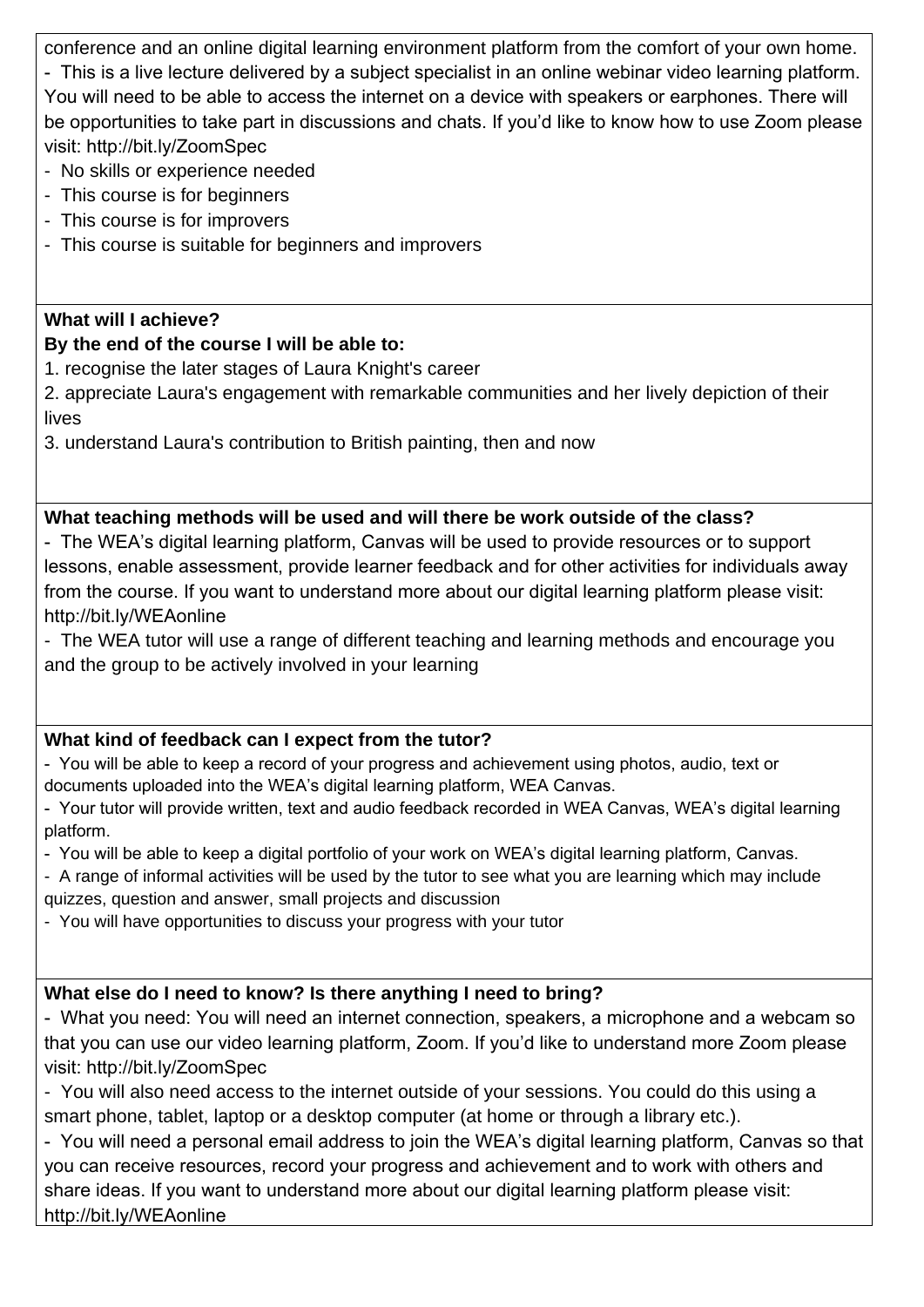conference and an online digital learning environment platform from the comfort of your own home.

- This is a live lecture delivered by a subject specialist in an online webinar video learning platform. You will need to be able to access the internet on a device with speakers or earphones. There will be opportunities to take part in discussions and chats. If you'd like to know how to use Zoom please visit: http://bit.ly/ZoomSpec
- No skills or experience needed
- This course is for beginners
- This course is for improvers
- This course is suitable for beginners and improvers

**What will I achieve?**

**By the end of the course I will be able to:**

1. recognise the later stages of Laura Knight's career
2. appreciate Laura's engagement with remarkable communities and her lively depiction of their lives
3. understand Laura's contribution to British painting, then and now

**What teaching methods will be used and will there be work outside of the class?**

- The WEA's digital learning platform, Canvas will be used to provide resources or to support lessons, enable assessment, provide learner feedback and for other activities for individuals away from the course. If you want to understand more about our digital learning platform please visit: http://bit.ly/WEAonline
- The WEA tutor will use a range of different teaching and learning methods and encourage you and the group to be actively involved in your learning

**What kind of feedback can I expect from the tutor?**

- You will be able to keep a record of your progress and achievement using photos, audio, text or documents uploaded into the WEA's digital learning platform, WEA Canvas.
- Your tutor will provide written, text and audio feedback recorded in WEA Canvas, WEA's digital learning platform.
- You will be able to keep a digital portfolio of your work on WEA's digital learning platform, Canvas.
- A range of informal activities will be used by the tutor to see what you are learning which may include quizzes, question and answer, small projects and discussion
- You will have opportunities to discuss your progress with your tutor

**What else do I need to know? Is there anything I need to bring?**

- What you need: You will need an internet connection, speakers, a microphone and a webcam so that you can use our video learning platform, Zoom. If you'd like to understand more Zoom please visit: http://bit.ly/ZoomSpec
- You will also need access to the internet outside of your sessions. You could do this using a smart phone, tablet, laptop or a desktop computer (at home or through a library etc.).
- You will need a personal email address to join the WEA's digital learning platform, Canvas so that you can receive resources, record your progress and achievement and to work with others and share ideas. If you want to understand more about our digital learning platform please visit: http://bit.ly/WEAonline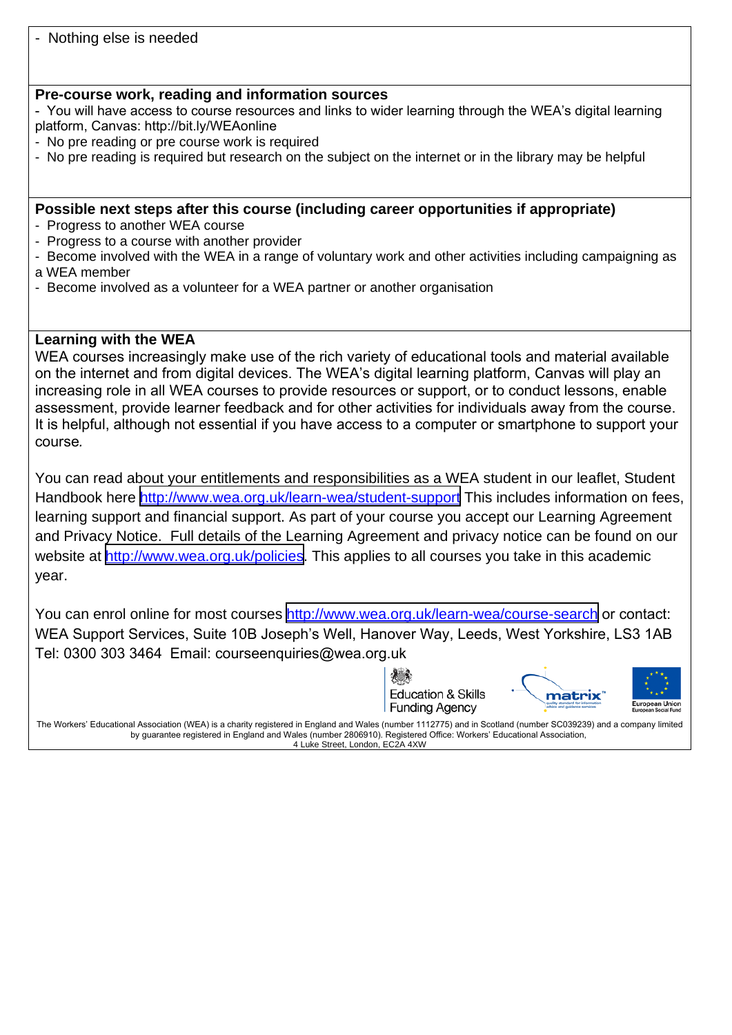- Nothing else is needed

**Pre-course work, reading and information sources**

- You will have access to course resources and links to wider learning through the WEA's digital learning platform, Canvas: http://bit.ly/WEAonline
- No pre reading or pre course work is required
- No pre reading is required but research on the subject on the internet or in the library may be helpful

**Possible next steps after this course (including career opportunities if appropriate)**

- Progress to another WEA course
- Progress to a course with another provider
- Become involved with the WEA in a range of voluntary work and other activities including campaigning as a WEA member
- Become involved as a volunteer for a WEA partner or another organisation

**Learning with the WEA**

WEA courses increasingly make use of the rich variety of educational tools and material available on the internet and from digital devices. The WEA's digital learning platform, Canvas will play an increasing role in all WEA courses to provide resources or support, or to conduct lessons, enable assessment, provide learner feedback and for other activities for individuals away from the course. It is helpful, although not essential if you have access to a computer or smartphone to support your course.

You can read about your entitlements and responsibilities as a WEA student in our leaflet, Student Handbook here http://www.wea.org.uk/learn-wea/student-support This includes information on fees, learning support and financial support. As part of your course you accept our Learning Agreement and Privacy Notice. Full details of the Learning Agreement and privacy notice can be found on our website at http://www.wea.org.uk/policies. This applies to all courses you take in this academic year.

You can enrol online for most courses http://www.wea.org.uk/learn-wea/course-search or contact:
WEA Support Services, Suite 10B Joseph's Well, Hanover Way, Leeds, West Yorkshire, LS3 1AB
Tel: 0300 303 3464 Email: courseenquiries@wea.org.uk

Education & Skills Funding Agency

matrix

European Union European Social Fund

The Workers' Educational Association (WEA) is a charity registered in England and Wales (number 1112775) and in Scotland (number SC039239) and a company limited by guarantee registered in England and Wales (number 2806910). Registered Office: Workers' Educational Association, 4 Luke Street, London, EC2A 4XW